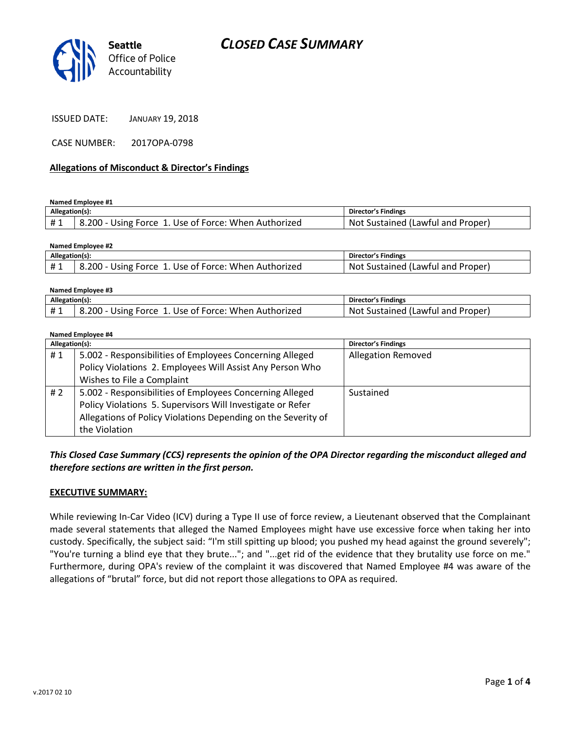Seattle
Office of Police
Accountability

# CLOSED CASE SUMMARY

ISSUED DATE: JANUARY 19, 2018

CASE NUMBER: 2017OPA-0798

**Allegations of Misconduct & Director's Findings**

**Named Employee #1**

| Allegation(s): | | Director's Findings |
|---|---|---|
| # 1 | 8.200 - Using Force 1. Use of Force: When Authorized | Not Sustained (Lawful and Proper) |

**Named Employee #2**

| Allegation(s): | | Director's Findings |
|---|---|---|
| # 1 | 8.200 - Using Force 1. Use of Force: When Authorized | Not Sustained (Lawful and Proper) |

**Named Employee #3**

| Allegation(s): | | Director's Findings |
|---|---|---|
| # 1 | 8.200 - Using Force 1. Use of Force: When Authorized | Not Sustained (Lawful and Proper) |

**Named Employee #4**

| Allegation(s): | | Director's Findings |
|---|---|---|
| # 1 | 5.002 - Responsibilities of Employees Concerning Alleged Policy Violations 2. Employees Will Assist Any Person Who Wishes to File a Complaint | Allegation Removed |
| # 2 | 5.002 - Responsibilities of Employees Concerning Alleged Policy Violations 5. Supervisors Will Investigate or Refer Allegations of Policy Violations Depending on the Severity of the Violation | Sustained |

***This Closed Case Summary (CCS) represents the opinion of the OPA Director regarding the misconduct alleged and therefore sections are written in the first person.***

**EXECUTIVE SUMMARY:**

While reviewing In-Car Video (ICV) during a Type II use of force review, a Lieutenant observed that the Complainant made several statements that alleged the Named Employees might have use excessive force when taking her into custody. Specifically, the subject said: "I'm still spitting up blood; you pushed my head against the ground severely"; "You're turning a blind eye that they brute..."; and "...get rid of the evidence that they brutality use force on me." Furthermore, during OPA's review of the complaint it was discovered that Named Employee #4 was aware of the allegations of "brutal" force, but did not report those allegations to OPA as required.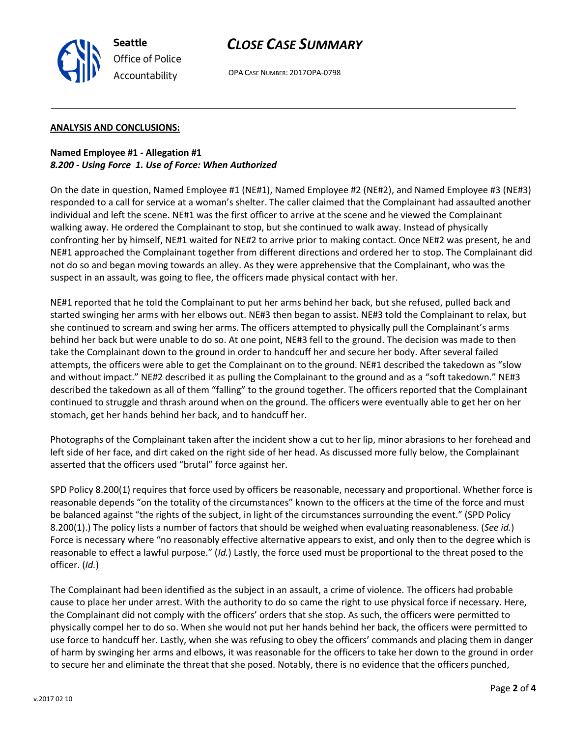## ANALYSIS AND CONCLUSIONS:

**Named Employee #1 - Allegation #1**
***8.200 - Using Force 1. Use of Force: When Authorized***

On the date in question, Named Employee #1 (NE#1), Named Employee #2 (NE#2), and Named Employee #3 (NE#3) responded to a call for service at a woman's shelter. The caller claimed that the Complainant had assaulted another individual and left the scene. NE#1 was the first officer to arrive at the scene and he viewed the Complainant walking away. He ordered the Complainant to stop, but she continued to walk away. Instead of physically confronting her by himself, NE#1 waited for NE#2 to arrive prior to making contact. Once NE#2 was present, he and NE#1 approached the Complainant together from different directions and ordered her to stop. The Complainant did not do so and began moving towards an alley. As they were apprehensive that the Complainant, who was the suspect in an assault, was going to flee, the officers made physical contact with her.

NE#1 reported that he told the Complainant to put her arms behind her back, but she refused, pulled back and started swinging her arms with her elbows out. NE#3 then began to assist. NE#3 told the Complainant to relax, but she continued to scream and swing her arms. The officers attempted to physically pull the Complainant's arms behind her back but were unable to do so. At one point, NE#3 fell to the ground. The decision was made to then take the Complainant down to the ground in order to handcuff her and secure her body. After several failed attempts, the officers were able to get the Complainant on to the ground. NE#1 described the takedown as "slow and without impact." NE#2 described it as pulling the Complainant to the ground and as a "soft takedown." NE#3 described the takedown as all of them "falling" to the ground together. The officers reported that the Complainant continued to struggle and thrash around when on the ground. The officers were eventually able to get her on her stomach, get her hands behind her back, and to handcuff her.

Photographs of the Complainant taken after the incident show a cut to her lip, minor abrasions to her forehead and left side of her face, and dirt caked on the right side of her head. As discussed more fully below, the Complainant asserted that the officers used "brutal" force against her.

SPD Policy 8.200(1) requires that force used by officers be reasonable, necessary and proportional. Whether force is reasonable depends "on the totality of the circumstances" known to the officers at the time of the force and must be balanced against "the rights of the subject, in light of the circumstances surrounding the event." (SPD Policy 8.200(1).) The policy lists a number of factors that should be weighed when evaluating reasonableness. (*See id.*) Force is necessary where "no reasonably effective alternative appears to exist, and only then to the degree which is reasonable to effect a lawful purpose." (*Id.*) Lastly, the force used must be proportional to the threat posed to the officer. (*Id.*)

The Complainant had been identified as the subject in an assault, a crime of violence. The officers had probable cause to place her under arrest. With the authority to do so came the right to use physical force if necessary. Here, the Complainant did not comply with the officers' orders that she stop. As such, the officers were permitted to physically compel her to do so. When she would not put her hands behind her back, the officers were permitted to use force to handcuff her. Lastly, when she was refusing to obey the officers' commands and placing them in danger of harm by swinging her arms and elbows, it was reasonable for the officers to take her down to the ground in order to secure her and eliminate the threat that she posed. Notably, there is no evidence that the officers punched,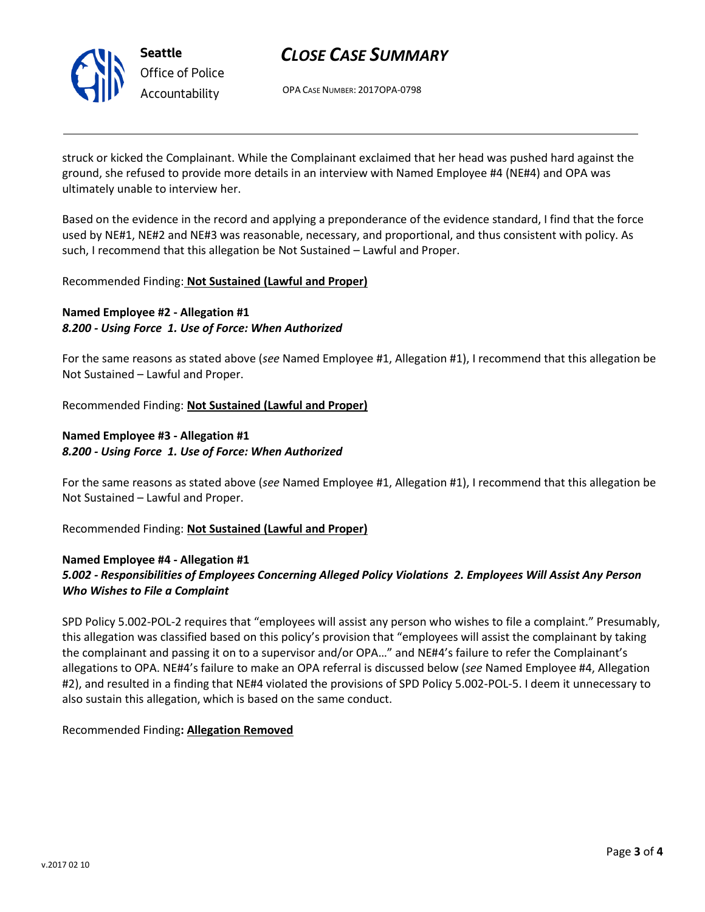struck or kicked the Complainant. While the Complainant exclaimed that her head was pushed hard against the ground, she refused to provide more details in an interview with Named Employee #4 (NE#4) and OPA was ultimately unable to interview her.

Based on the evidence in the record and applying a preponderance of the evidence standard, I find that the force used by NE#1, NE#2 and NE#3 was reasonable, necessary, and proportional, and thus consistent with policy. As such, I recommend that this allegation be Not Sustained – Lawful and Proper.

Recommended Finding: **Not Sustained (Lawful and Proper)**

**Named Employee #2 - Allegation #1**
***8.200 - Using Force 1. Use of Force: When Authorized***

For the same reasons as stated above (*see* Named Employee #1, Allegation #1), I recommend that this allegation be Not Sustained – Lawful and Proper.

Recommended Finding: **Not Sustained (Lawful and Proper)**

**Named Employee #3 - Allegation #1**
***8.200 - Using Force 1. Use of Force: When Authorized***

For the same reasons as stated above (*see* Named Employee #1, Allegation #1), I recommend that this allegation be Not Sustained – Lawful and Proper.

Recommended Finding: **Not Sustained (Lawful and Proper)**

**Named Employee #4 - Allegation #1**
***5.002 - Responsibilities of Employees Concerning Alleged Policy Violations 2. Employees Will Assist Any Person Who Wishes to File a Complaint***

SPD Policy 5.002-POL-2 requires that "employees will assist any person who wishes to file a complaint." Presumably, this allegation was classified based on this policy's provision that "employees will assist the complainant by taking the complainant and passing it on to a supervisor and/or OPA…" and NE#4's failure to refer the Complainant's allegations to OPA. NE#4's failure to make an OPA referral is discussed below (*see* Named Employee #4, Allegation #2), and resulted in a finding that NE#4 violated the provisions of SPD Policy 5.002-POL-5. I deem it unnecessary to also sustain this allegation, which is based on the same conduct.

Recommended Finding**: Allegation Removed**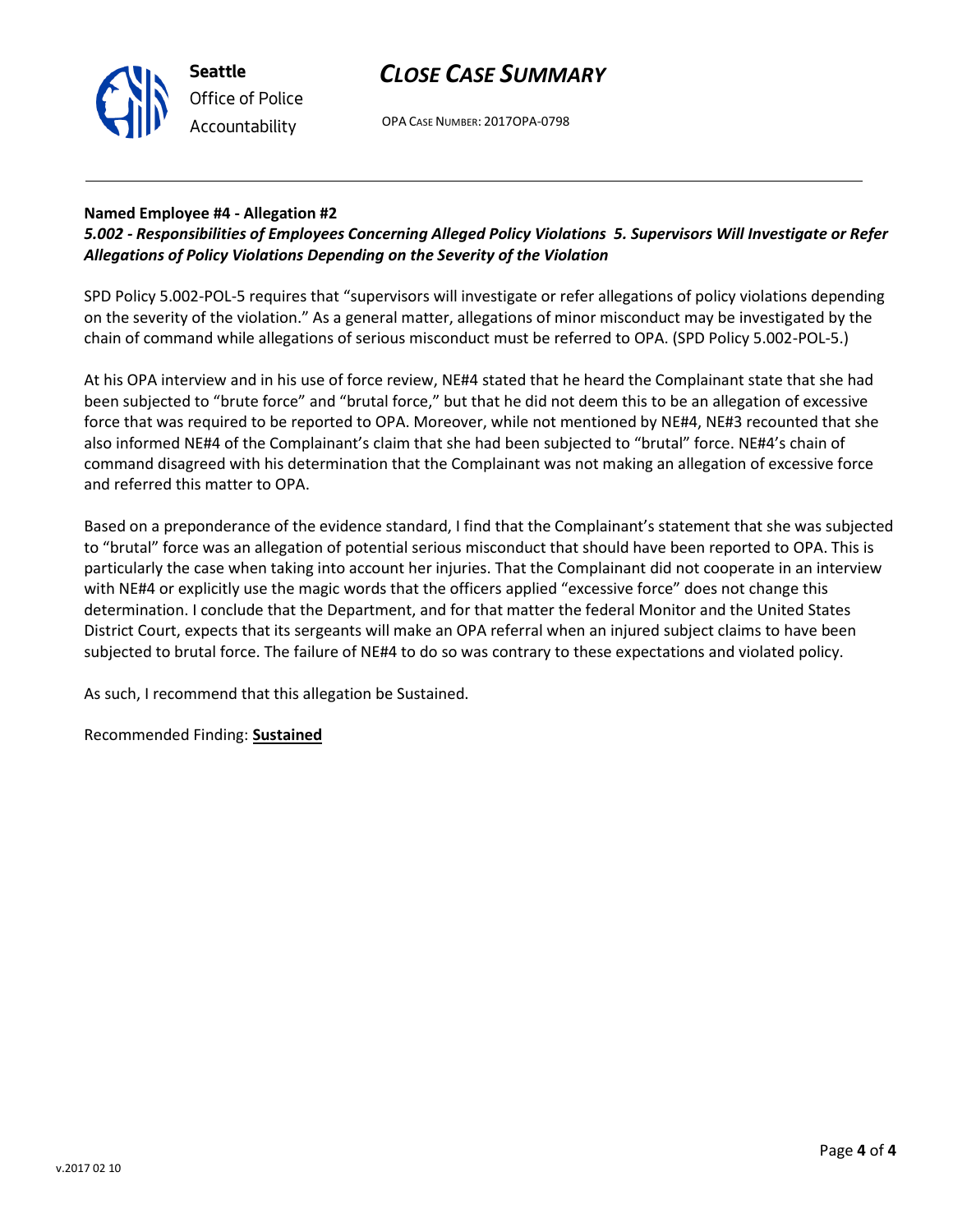**Named Employee #4 - Allegation #2**
***5.002 - Responsibilities of Employees Concerning Alleged Policy Violations 5. Supervisors Will Investigate or Refer Allegations of Policy Violations Depending on the Severity of the Violation***

SPD Policy 5.002-POL-5 requires that "supervisors will investigate or refer allegations of policy violations depending on the severity of the violation." As a general matter, allegations of minor misconduct may be investigated by the chain of command while allegations of serious misconduct must be referred to OPA. (SPD Policy 5.002-POL-5.)

At his OPA interview and in his use of force review, NE#4 stated that he heard the Complainant state that she had been subjected to "brute force" and "brutal force," but that he did not deem this to be an allegation of excessive force that was required to be reported to OPA. Moreover, while not mentioned by NE#4, NE#3 recounted that she also informed NE#4 of the Complainant's claim that she had been subjected to "brutal" force. NE#4's chain of command disagreed with his determination that the Complainant was not making an allegation of excessive force and referred this matter to OPA.

Based on a preponderance of the evidence standard, I find that the Complainant's statement that she was subjected to "brutal" force was an allegation of potential serious misconduct that should have been reported to OPA. This is particularly the case when taking into account her injuries. That the Complainant did not cooperate in an interview with NE#4 or explicitly use the magic words that the officers applied "excessive force" does not change this determination. I conclude that the Department, and for that matter the federal Monitor and the United States District Court, expects that its sergeants will make an OPA referral when an injured subject claims to have been subjected to brutal force. The failure of NE#4 to do so was contrary to these expectations and violated policy.

As such, I recommend that this allegation be Sustained.

Recommended Finding: **Sustained**